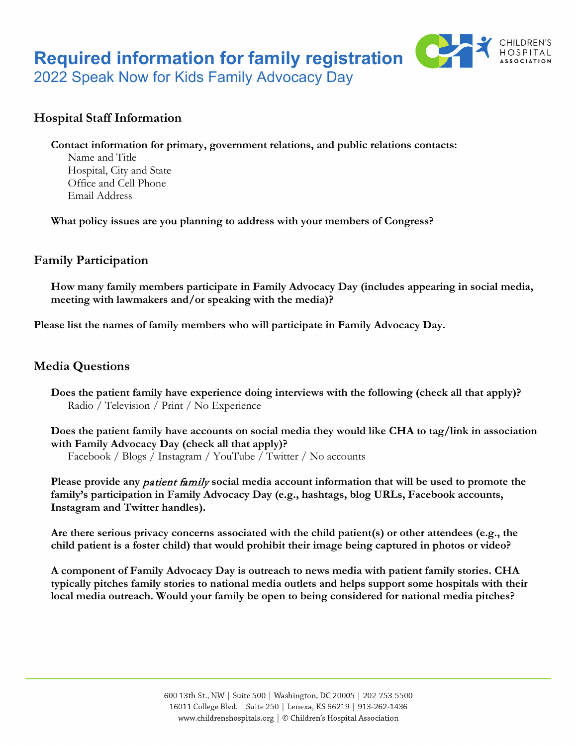# Required information for family registration

## 2022 Speak Now for Kids Family Advocacy Day

### Hospital Staff Information

**Contact information for primary, government relations, and public relations contacts:**

Name and Title
Hospital, City and State
Office and Cell Phone
Email Address

**What policy issues are you planning to address with your members of Congress?**

### Family Participation

**How many family members participate in Family Advocacy Day (includes appearing in social media, meeting with lawmakers and/or speaking with the media)?**

**Please list the names of family members who will participate in Family Advocacy Day.**

### Media Questions

**Does the patient family have experience doing interviews with the following (check all that apply)?**

Radio / Television / Print / No Experience

**Does the patient family have accounts on social media they would like CHA to tag/link in association with Family Advocacy Day (check all that apply)?**

Facebook / Blogs / Instagram / YouTube / Twitter / No accounts

**Please provide any *patient family* social media account information that will be used to promote the family's participation in Family Advocacy Day (e.g., hashtags, blog URLs, Facebook accounts, Instagram and Twitter handles).**

**Are there serious privacy concerns associated with the child patient(s) or other attendees (e.g., the child patient is a foster child) that would prohibit their image being captured in photos or video?**

**A component of Family Advocacy Day is outreach to news media with patient family stories. CHA typically pitches family stories to national media outlets and helps support some hospitals with their local media outreach. Would your family be open to being considered for national media pitches?**

600 13th St., NW | Suite 500 | Washington, DC 20005 | 202-753-5500
16011 College Blvd. | Suite 250 | Lenexa, KS 66219 | 913-262-1436
www.childrenshospitals.org | © Children's Hospital Association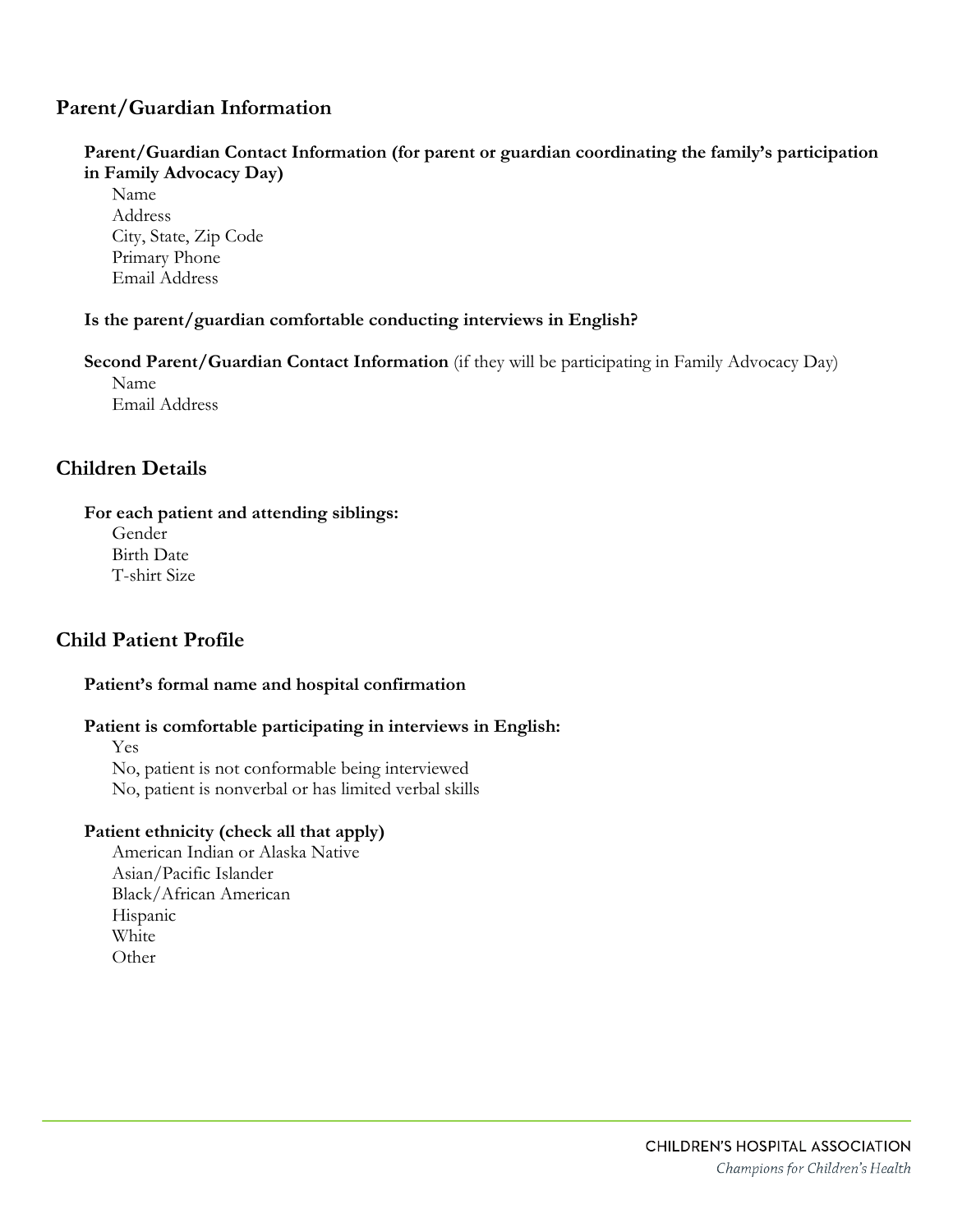## Parent/Guardian Information

**Parent/Guardian Contact Information (for parent or guardian coordinating the family's participation in Family Advocacy Day)**

Name
Address
City, State, Zip Code
Primary Phone
Email Address

**Is the parent/guardian comfortable conducting interviews in English?**

**Second Parent/Guardian Contact Information** (if they will be participating in Family Advocacy Day)

Name
Email Address

## Children Details

**For each patient and attending siblings:**

Gender
Birth Date
T-shirt Size

## Child Patient Profile

**Patient's formal name and hospital confirmation**

**Patient is comfortable participating in interviews in English:**

Yes
No, patient is not conformable being interviewed
No, patient is nonverbal or has limited verbal skills

**Patient ethnicity (check all that apply)**

American Indian or Alaska Native
Asian/Pacific Islander
Black/African American
Hispanic
White
Other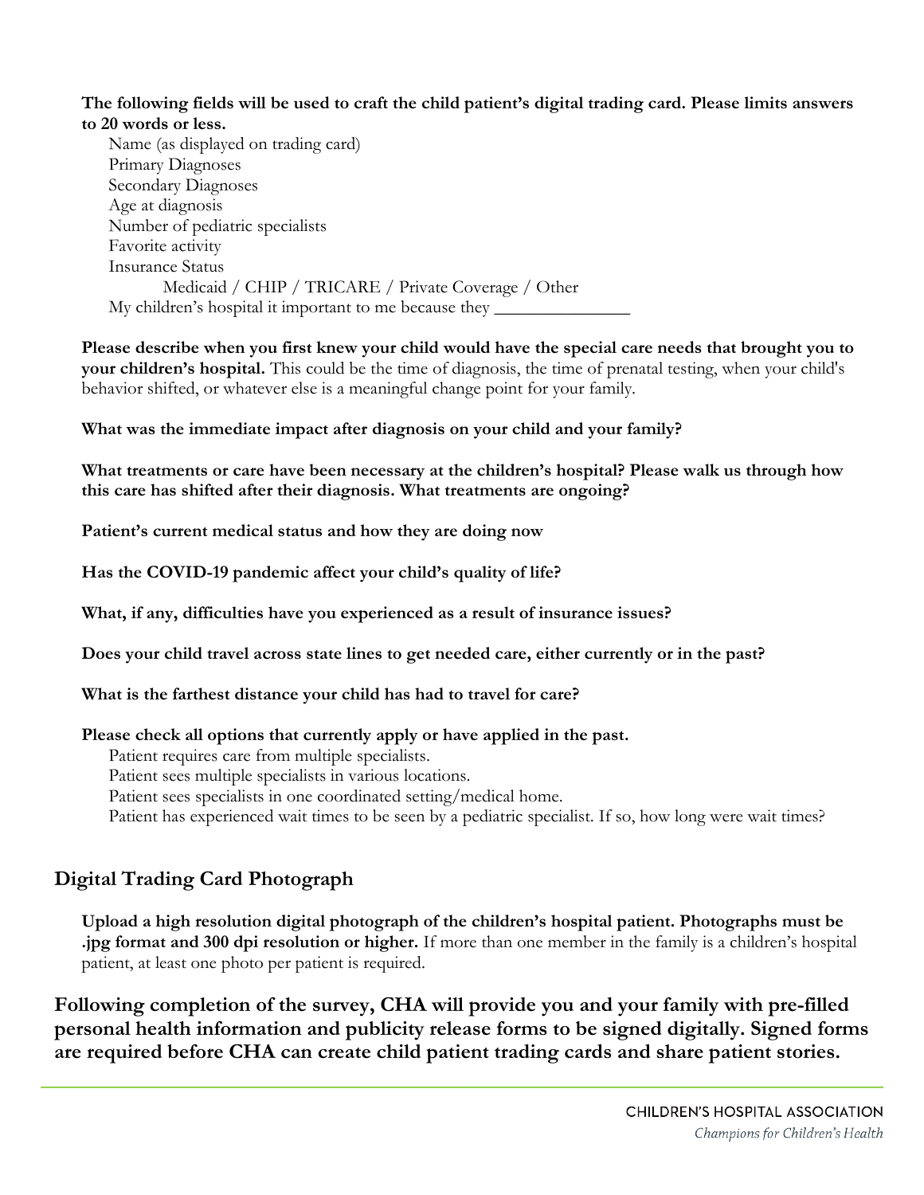**The following fields will be used to craft the child patient's digital trading card. Please limits answers to 20 words or less.**

Name (as displayed on trading card)
Primary Diagnoses
Secondary Diagnoses
Age at diagnosis
Number of pediatric specialists
Favorite activity
Insurance Status
Medicaid / CHIP / TRICARE / Private Coverage / Other
My children's hospital it important to me because they _______________

**Please describe when you first knew your child would have the special care needs that brought you to your children's hospital.** This could be the time of diagnosis, the time of prenatal testing, when your child's behavior shifted, or whatever else is a meaningful change point for your family.

**What was the immediate impact after diagnosis on your child and your family?**

**What treatments or care have been necessary at the children's hospital? Please walk us through how this care has shifted after their diagnosis. What treatments are ongoing?**

**Patient's current medical status and how they are doing now**

**Has the COVID-19 pandemic affect your child's quality of life?**

**What, if any, difficulties have you experienced as a result of insurance issues?**

**Does your child travel across state lines to get needed care, either currently or in the past?**

**What is the farthest distance your child has had to travel for care?**

**Please check all options that currently apply or have applied in the past.**

Patient requires care from multiple specialists.
Patient sees multiple specialists in various locations.
Patient sees specialists in one coordinated setting/medical home.
Patient has experienced wait times to be seen by a pediatric specialist. If so, how long were wait times?

## Digital Trading Card Photograph

**Upload a high resolution digital photograph of the children's hospital patient. Photographs must be .jpg format and 300 dpi resolution or higher.** If more than one member in the family is a children's hospital patient, at least one photo per patient is required.

**Following completion of the survey, CHA will provide you and your family with pre-filled personal health information and publicity release forms to be signed digitally. Signed forms are required before CHA can create child patient trading cards and share patient stories.**